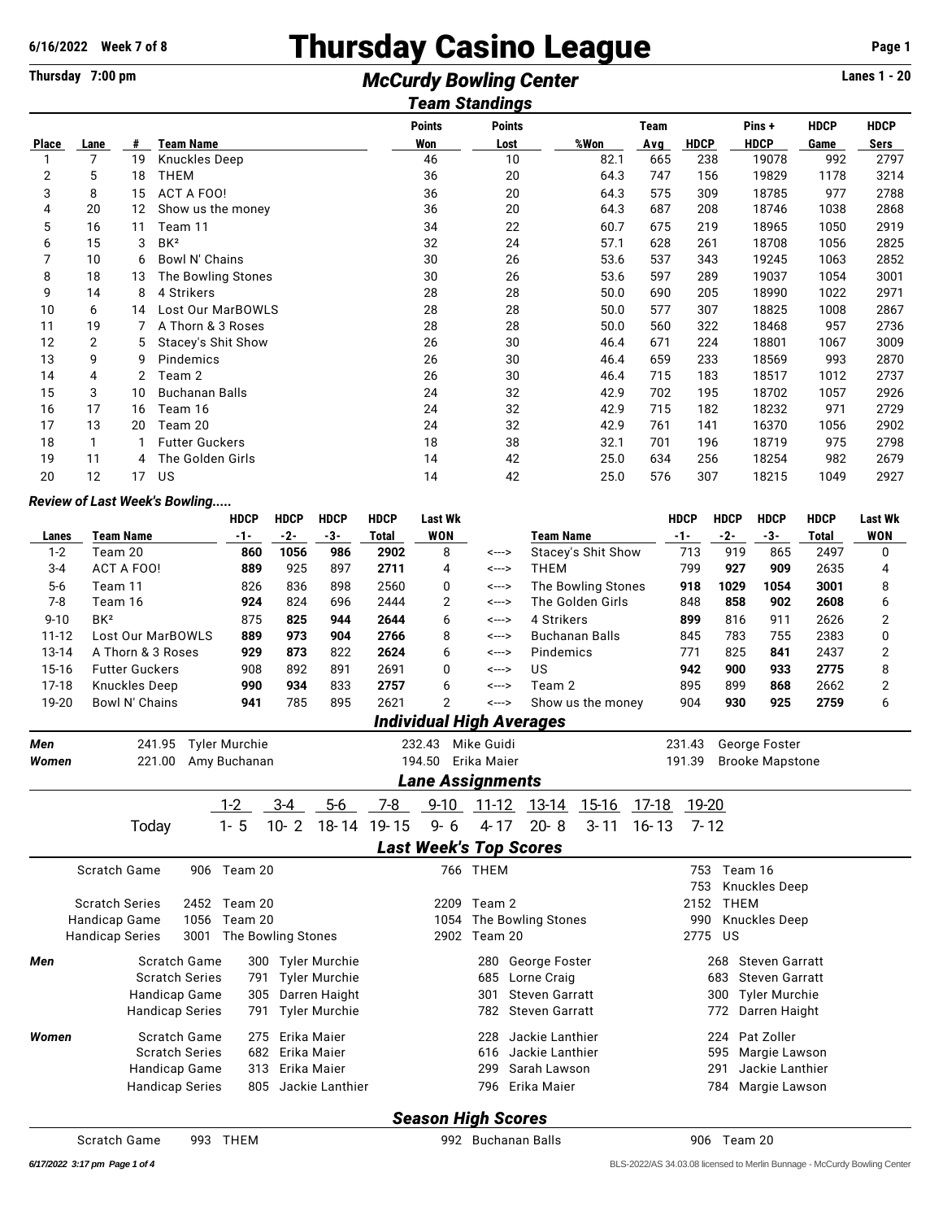# Thursday Casino League

6/16/2022 Week 7 of 8

Thursday 7:00 pm

## McCurdy Bowling Center

Lanes 1 - 20

### Team Standings

| Place | Lane | # | Team Name | Points Won | Points Lost | %Won | Team Avg | HDCP | Pins + HDCP | HDCP Game | HDCP Sers |
|---|---|---|---|---|---|---|---|---|---|---|---|
| 1 | 7 | 19 | Knuckles Deep | 46 | 10 | 82.1 | 665 | 238 | 19078 | 992 | 2797 |
| 2 | 5 | 18 | THEM | 36 | 20 | 64.3 | 747 | 156 | 19829 | 1178 | 3214 |
| 3 | 8 | 15 | ACT A FOO! | 36 | 20 | 64.3 | 575 | 309 | 18785 | 977 | 2788 |
| 4 | 20 | 12 | Show us the money | 36 | 20 | 64.3 | 687 | 208 | 18746 | 1038 | 2868 |
| 5 | 16 | 11 | Team 11 | 34 | 22 | 60.7 | 675 | 219 | 18965 | 1050 | 2919 |
| 6 | 15 | 3 | BK² | 32 | 24 | 57.1 | 628 | 261 | 18708 | 1056 | 2825 |
| 7 | 10 | 6 | Bowl N' Chains | 30 | 26 | 53.6 | 537 | 343 | 19245 | 1063 | 2852 |
| 8 | 18 | 13 | The Bowling Stones | 30 | 26 | 53.6 | 597 | 289 | 19037 | 1054 | 3001 |
| 9 | 14 | 8 | 4 Strikers | 28 | 28 | 50.0 | 690 | 205 | 18990 | 1022 | 2971 |
| 10 | 6 | 14 | Lost Our MarBOWLS | 28 | 28 | 50.0 | 577 | 307 | 18825 | 1008 | 2867 |
| 11 | 19 | 7 | A Thorn & 3 Roses | 28 | 28 | 50.0 | 560 | 322 | 18468 | 957 | 2736 |
| 12 | 2 | 5 | Stacey's Shit Show | 26 | 30 | 46.4 | 671 | 224 | 18801 | 1067 | 3009 |
| 13 | 9 | 9 | Pindemics | 26 | 30 | 46.4 | 659 | 233 | 18569 | 993 | 2870 |
| 14 | 4 | 2 | Team 2 | 26 | 30 | 46.4 | 715 | 183 | 18517 | 1012 | 2737 |
| 15 | 3 | 10 | Buchanan Balls | 24 | 32 | 42.9 | 702 | 195 | 18702 | 1057 | 2926 |
| 16 | 17 | 16 | Team 16 | 24 | 32 | 42.9 | 715 | 182 | 18232 | 971 | 2729 |
| 17 | 13 | 20 | Team 20 | 24 | 32 | 42.9 | 761 | 141 | 16370 | 1056 | 2902 |
| 18 | 1 | 1 | Futter Guckers | 18 | 38 | 32.1 | 701 | 196 | 18719 | 975 | 2798 |
| 19 | 11 | 4 | The Golden Girls | 14 | 42 | 25.0 | 634 | 256 | 18254 | 982 | 2679 |
| 20 | 12 | 17 | US | 14 | 42 | 25.0 | 576 | 307 | 18215 | 1049 | 2927 |

*Review of Last Week's Bowling.....*

| Lanes | Team Name | HDCP -1- | HDCP -2- | HDCP -3- | HDCP Total | Last Wk WON | | Team Name | HDCP -1- | HDCP -2- | HDCP -3- | HDCP Total | Last Wk WON |
|---|---|---|---|---|---|---|---|---|---|---|---|---|---|
| 1-2 | Team 20 | **860** | **1056** | **986** | **2902** | 8 | <---> | Stacey's Shit Show | 713 | 919 | 865 | 2497 | 0 |
| 3-4 | ACT A FOO! | **889** | 925 | 897 | **2711** | 4 | <---> | THEM | 799 | **927** | **909** | 2635 | 4 |
| 5-6 | Team 11 | 826 | 836 | 898 | 2560 | 0 | <---> | The Bowling Stones | **918** | **1029** | **1054** | **3001** | 8 |
| 7-8 | Team 16 | **924** | 824 | 696 | 2444 | 2 | <---> | The Golden Girls | 848 | **858** | **902** | **2608** | 6 |
| 9-10 | BK² | 875 | **825** | **944** | **2644** | 6 | <---> | 4 Strikers | **899** | 816 | 911 | 2626 | 2 |
| 11-12 | Lost Our MarBOWLS | **889** | **973** | **904** | **2766** | 8 | <---> | Buchanan Balls | 845 | 783 | 755 | 2383 | 0 |
| 13-14 | A Thorn & 3 Roses | **929** | **873** | 822 | **2624** | 6 | <---> | Pindemics | 771 | 825 | **841** | 2437 | 2 |
| 15-16 | Futter Guckers | 908 | 892 | 891 | 2691 | 0 | <---> | US | **942** | **900** | **933** | **2775** | 8 |
| 17-18 | Knuckles Deep | **990** | **934** | 833 | **2757** | 6 | <---> | Team 2 | 895 | 899 | **868** | 2662 | 2 |
| 19-20 | Bowl N' Chains | **941** | 785 | 895 | 2621 | 2 | <---> | Show us the money | 904 | **930** | **925** | **2759** | 6 |

### Individual High Averages

| | | | | | | |
|---|---|---|---|---|---|---|
| **Men** | 241.95 | Tyler Murchie | 232.43 | Mike Guidi | 231.43 | George Foster |
| **Women** | 221.00 | Amy Buchanan | 194.50 | Erika Maier | 191.39 | Brooke Mapstone |

### Lane Assignments

| | 1-2 | 3-4 | 5-6 | 7-8 | 9-10 | 11-12 | 13-14 | 15-16 | 17-18 | 19-20 |
|---|---|---|---|---|---|---|---|---|---|---|
| Today | 1- 5 | 10- 2 | 18- 14 | 19- 15 | 9- 6 | 4- 17 | 20- 8 | 3- 11 | 16- 13 | 7- 12 |

### Last Week's Top Scores

| | | | | | | |
|---|---|---|---|---|---|---|
| Scratch Game | 906 | Team 20 | 766 | THEM | 753 | Team 16 |
| | | | | | 753 | Knuckles Deep |
| Scratch Series | 2452 | Team 20 | 2209 | Team 2 | 2152 | THEM |
| Handicap Game | 1056 | Team 20 | 1054 | The Bowling Stones | 990 | Knuckles Deep |
| Handicap Series | 3001 | The Bowling Stones | 2902 | Team 20 | 2775 | US |

| | | | | | | | |
|---|---|---|---|---|---|---|---|
| **Men** | Scratch Game | 300 | Tyler Murchie | 280 | George Foster | 268 | Steven Garratt |
| | Scratch Series | 791 | Tyler Murchie | 685 | Lorne Craig | 683 | Steven Garratt |
| | Handicap Game | 305 | Darren Haight | 301 | Steven Garratt | 300 | Tyler Murchie |
| | Handicap Series | 791 | Tyler Murchie | 782 | Steven Garratt | 772 | Darren Haight |
| **Women** | Scratch Game | 275 | Erika Maier | 228 | Jackie Lanthier | 224 | Pat Zoller |
| | Scratch Series | 682 | Erika Maier | 616 | Jackie Lanthier | 595 | Margie Lawson |
| | Handicap Game | 313 | Erika Maier | 299 | Sarah Lawson | 291 | Jackie Lanthier |
| | Handicap Series | 805 | Jackie Lanthier | 796 | Erika Maier | 784 | Margie Lawson |

### Season High Scores

| | | | | | | |
|---|---|---|---|---|---|---|
| Scratch Game | 993 | THEM | 992 | Buchanan Balls | 906 | Team 20 |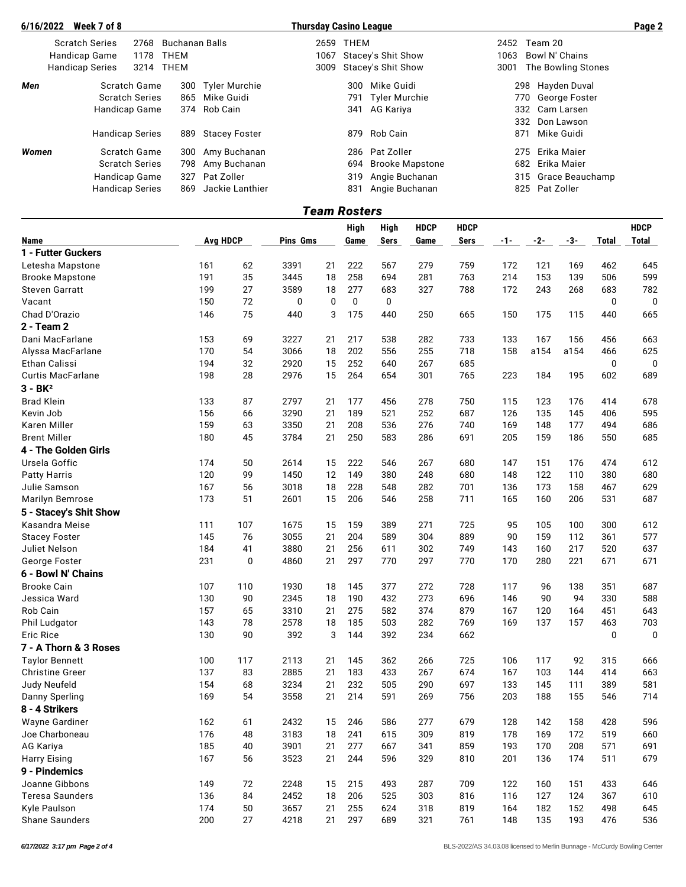**6/16/2022 Week 7 of 8 — Thursday Casino League**

| | | | | | | |
|---|---|---|---|---|---|---|
| Scratch Series | 2768 | Buchanan Balls | 2659 | THEM | 2452 | Team 20 |
| Handicap Game | 1178 | THEM | 1067 | Stacey's Shit Show | 1063 | Bowl N' Chains |
| Handicap Series | 3214 | THEM | 3009 | Stacey's Shit Show | 3001 | The Bowling Stones |

| | | | | | | | |
|---|---|---|---|---|---|---|---|
| ***Men*** | Scratch Game | 300 | Tyler Murchie | 300 | Mike Guidi | 298 | Hayden Duval |
| | Scratch Series | 865 | Mike Guidi | 791 | Tyler Murchie | 770 | George Foster |
| | Handicap Game | 374 | Rob Cain | 341 | AG Kariya | 332 | Cam Larsen |
| | | | | | | 332 | Don Lawson |
| | Handicap Series | 889 | Stacey Foster | 879 | Rob Cain | 871 | Mike Guidi |
| ***Women*** | Scratch Game | 300 | Amy Buchanan | 286 | Pat Zoller | 275 | Erika Maier |
| | Scratch Series | 798 | Amy Buchanan | 694 | Brooke Mapstone | 682 | Erika Maier |
| | Handicap Game | 327 | Pat Zoller | 319 | Angie Buchanan | 315 | Grace Beauchamp |
| | Handicap Series | 869 | Jackie Lanthier | 831 | Angie Buchanan | 825 | Pat Zoller |

## *Team Rosters*

| Name | Avg | HDCP | Pins | Gms | High Game | High Sers | HDCP Game | HDCP Sers | -1- | -2- | -3- | Total | HDCP Total |
|---|---|---|---|---|---|---|---|---|---|---|---|---|---|
| **1 - Futter Guckers** | | | | | | | | | | | | | |
| Letesha Mapstone | 161 | 62 | 3391 | 21 | 222 | 567 | 279 | 759 | 172 | 121 | 169 | 462 | 645 |
| Brooke Mapstone | 191 | 35 | 3445 | 18 | 258 | 694 | 281 | 763 | 214 | 153 | 139 | 506 | 599 |
| Steven Garratt | 199 | 27 | 3589 | 18 | 277 | 683 | 327 | 788 | 172 | 243 | 268 | 683 | 782 |
| Vacant | 150 | 72 | 0 | 0 | 0 | 0 | | | | | | 0 | 0 |
| Chad D'Orazio | 146 | 75 | 440 | 3 | 175 | 440 | 250 | 665 | 150 | 175 | 115 | 440 | 665 |
| **2 - Team 2** | | | | | | | | | | | | | |
| Dani MacFarlane | 153 | 69 | 3227 | 21 | 217 | 538 | 282 | 733 | 133 | 167 | 156 | 456 | 663 |
| Alyssa MacFarlane | 170 | 54 | 3066 | 18 | 202 | 556 | 255 | 718 | 158 | a154 | a154 | 466 | 625 |
| Ethan Calissi | 194 | 32 | 2920 | 15 | 252 | 640 | 267 | 685 | | | | 0 | 0 |
| Curtis MacFarlane | 198 | 28 | 2976 | 15 | 264 | 654 | 301 | 765 | 223 | 184 | 195 | 602 | 689 |
| **3 - BK²** | | | | | | | | | | | | | |
| Brad Klein | 133 | 87 | 2797 | 21 | 177 | 456 | 278 | 750 | 115 | 123 | 176 | 414 | 678 |
| Kevin Job | 156 | 66 | 3290 | 21 | 189 | 521 | 252 | 687 | 126 | 135 | 145 | 406 | 595 |
| Karen Miller | 159 | 63 | 3350 | 21 | 208 | 536 | 276 | 740 | 169 | 148 | 177 | 494 | 686 |
| Brent Miller | 180 | 45 | 3784 | 21 | 250 | 583 | 286 | 691 | 205 | 159 | 186 | 550 | 685 |
| **4 - The Golden Girls** | | | | | | | | | | | | | |
| Ursela Goffic | 174 | 50 | 2614 | 15 | 222 | 546 | 267 | 680 | 147 | 151 | 176 | 474 | 612 |
| Patty Harris | 120 | 99 | 1450 | 12 | 149 | 380 | 248 | 680 | 148 | 122 | 110 | 380 | 680 |
| Julie Samson | 167 | 56 | 3018 | 18 | 228 | 548 | 282 | 701 | 136 | 173 | 158 | 467 | 629 |
| Marilyn Bemrose | 173 | 51 | 2601 | 15 | 206 | 546 | 258 | 711 | 165 | 160 | 206 | 531 | 687 |
| **5 - Stacey's Shit Show** | | | | | | | | | | | | | |
| Kasandra Meise | 111 | 107 | 1675 | 15 | 159 | 389 | 271 | 725 | 95 | 105 | 100 | 300 | 612 |
| Stacey Foster | 145 | 76 | 3055 | 21 | 204 | 589 | 304 | 889 | 90 | 159 | 112 | 361 | 577 |
| Juliet Nelson | 184 | 41 | 3880 | 21 | 256 | 611 | 302 | 749 | 143 | 160 | 217 | 520 | 637 |
| George Foster | 231 | 0 | 4860 | 21 | 297 | 770 | 297 | 770 | 170 | 280 | 221 | 671 | 671 |
| **6 - Bowl N' Chains** | | | | | | | | | | | | | |
| Brooke Cain | 107 | 110 | 1930 | 18 | 145 | 377 | 272 | 728 | 117 | 96 | 138 | 351 | 687 |
| Jessica Ward | 130 | 90 | 2345 | 18 | 190 | 432 | 273 | 696 | 146 | 90 | 94 | 330 | 588 |
| Rob Cain | 157 | 65 | 3310 | 21 | 275 | 582 | 374 | 879 | 167 | 120 | 164 | 451 | 643 |
| Phil Ludgator | 143 | 78 | 2578 | 18 | 185 | 503 | 282 | 769 | 169 | 137 | 157 | 463 | 703 |
| Eric Rice | 130 | 90 | 392 | 3 | 144 | 392 | 234 | 662 | | | | 0 | 0 |
| **7 - A Thorn & 3 Roses** | | | | | | | | | | | | | |
| Taylor Bennett | 100 | 117 | 2113 | 21 | 145 | 362 | 266 | 725 | 106 | 117 | 92 | 315 | 666 |
| Christine Greer | 137 | 83 | 2885 | 21 | 183 | 433 | 267 | 674 | 167 | 103 | 144 | 414 | 663 |
| Judy Neufeld | 154 | 68 | 3234 | 21 | 232 | 505 | 290 | 697 | 133 | 145 | 111 | 389 | 581 |
| Danny Sperling | 169 | 54 | 3558 | 21 | 214 | 591 | 269 | 756 | 203 | 188 | 155 | 546 | 714 |
| **8 - 4 Strikers** | | | | | | | | | | | | | |
| Wayne Gardiner | 162 | 61 | 2432 | 15 | 246 | 586 | 277 | 679 | 128 | 142 | 158 | 428 | 596 |
| Joe Charboneau | 176 | 48 | 3183 | 18 | 241 | 615 | 309 | 819 | 178 | 169 | 172 | 519 | 660 |
| AG Kariya | 185 | 40 | 3901 | 21 | 277 | 667 | 341 | 859 | 193 | 170 | 208 | 571 | 691 |
| Harry Eising | 167 | 56 | 3523 | 21 | 244 | 596 | 329 | 810 | 201 | 136 | 174 | 511 | 679 |
| **9 - Pindemics** | | | | | | | | | | | | | |
| Joanne Gibbons | 149 | 72 | 2248 | 15 | 215 | 493 | 287 | 709 | 122 | 160 | 151 | 433 | 646 |
| Teresa Saunders | 136 | 84 | 2452 | 18 | 206 | 525 | 303 | 816 | 116 | 127 | 124 | 367 | 610 |
| Kyle Paulson | 174 | 50 | 3657 | 21 | 255 | 624 | 318 | 819 | 164 | 182 | 152 | 498 | 645 |
| Shane Saunders | 200 | 27 | 4218 | 21 | 297 | 689 | 321 | 761 | 148 | 135 | 193 | 476 | 536 |

*6/17/2022 3:17 pm* BLS-2022/AS 34.03.08 licensed to Merlin Bunnage - McCurdy Bowling Center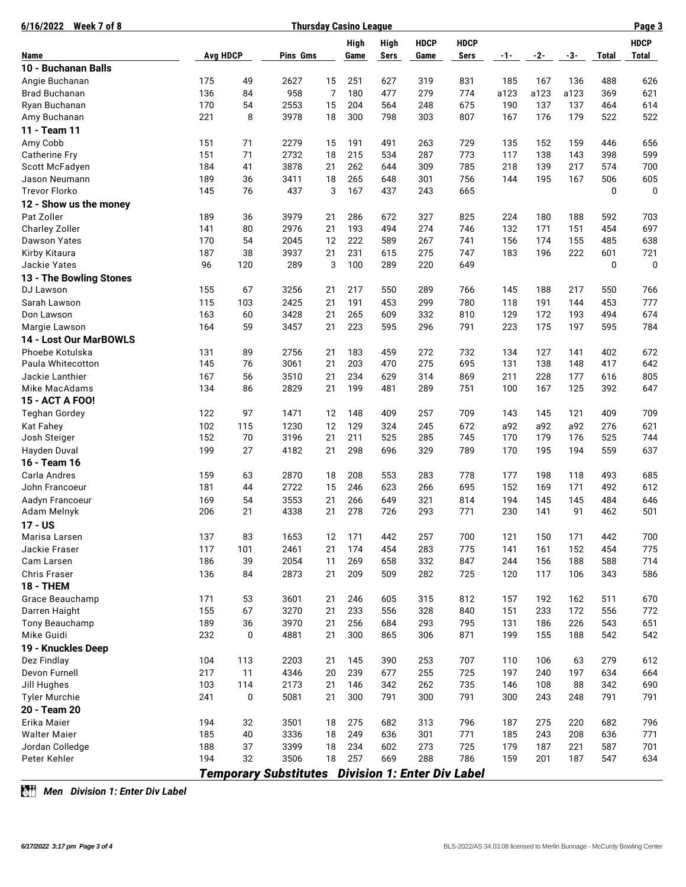| Name | Avg | HDCP | Pins | Gms | High Game | High Sers | HDCP Game | HDCP Sers | -1- | -2- | -3- | Total | HDCP Total |
|---|---|---|---|---|---|---|---|---|---|---|---|---|---|
| **10 - Buchanan Balls** | | | | | | | | | | | | | |
| Angie Buchanan | 175 | 49 | 2627 | 15 | 251 | 627 | 319 | 831 | 185 | 167 | 136 | 488 | 626 |
| Brad Buchanan | 136 | 84 | 958 | 7 | 180 | 477 | 279 | 774 | a123 | a123 | a123 | 369 | 621 |
| Ryan Buchanan | 170 | 54 | 2553 | 15 | 204 | 564 | 248 | 675 | 190 | 137 | 137 | 464 | 614 |
| Amy Buchanan | 221 | 8 | 3978 | 18 | 300 | 798 | 303 | 807 | 167 | 176 | 179 | 522 | 522 |
| **11 - Team 11** | | | | | | | | | | | | | |
| Amy Cobb | 151 | 71 | 2279 | 15 | 191 | 491 | 263 | 729 | 135 | 152 | 159 | 446 | 656 |
| Catherine Fry | 151 | 71 | 2732 | 18 | 215 | 534 | 287 | 773 | 117 | 138 | 143 | 398 | 599 |
| Scott McFadyen | 184 | 41 | 3878 | 21 | 262 | 644 | 309 | 785 | 218 | 139 | 217 | 574 | 700 |
| Jason Neumann | 189 | 36 | 3411 | 18 | 265 | 648 | 301 | 756 | 144 | 195 | 167 | 506 | 605 |
| Trevor Florko | 145 | 76 | 437 | 3 | 167 | 437 | 243 | 665 | | | | 0 | 0 |
| **12 - Show us the money** | | | | | | | | | | | | | |
| Pat Zoller | 189 | 36 | 3979 | 21 | 286 | 672 | 327 | 825 | 224 | 180 | 188 | 592 | 703 |
| Charley Zoller | 141 | 80 | 2976 | 21 | 193 | 494 | 274 | 746 | 132 | 171 | 151 | 454 | 697 |
| Dawson Yates | 170 | 54 | 2045 | 12 | 222 | 589 | 267 | 741 | 156 | 174 | 155 | 485 | 638 |
| Kirby Kitaura | 187 | 38 | 3937 | 21 | 231 | 615 | 275 | 747 | 183 | 196 | 222 | 601 | 721 |
| Jackie Yates | 96 | 120 | 289 | 3 | 100 | 289 | 220 | 649 | | | | 0 | 0 |
| **13 - The Bowling Stones** | | | | | | | | | | | | | |
| DJ Lawson | 155 | 67 | 3256 | 21 | 217 | 550 | 289 | 766 | 145 | 188 | 217 | 550 | 766 |
| Sarah Lawson | 115 | 103 | 2425 | 21 | 191 | 453 | 299 | 780 | 118 | 191 | 144 | 453 | 777 |
| Don Lawson | 163 | 60 | 3428 | 21 | 265 | 609 | 332 | 810 | 129 | 172 | 193 | 494 | 674 |
| Margie Lawson | 164 | 59 | 3457 | 21 | 223 | 595 | 296 | 791 | 223 | 175 | 197 | 595 | 784 |
| **14 - Lost Our MarBOWLS** | | | | | | | | | | | | | |
| Phoebe Kotulska | 131 | 89 | 2756 | 21 | 183 | 459 | 272 | 732 | 134 | 127 | 141 | 402 | 672 |
| Paula Whitecotton | 145 | 76 | 3061 | 21 | 203 | 470 | 275 | 695 | 131 | 138 | 148 | 417 | 642 |
| Jackie Lanthier | 167 | 56 | 3510 | 21 | 234 | 629 | 314 | 869 | 211 | 228 | 177 | 616 | 805 |
| Mike MacAdams | 134 | 86 | 2829 | 21 | 199 | 481 | 289 | 751 | 100 | 167 | 125 | 392 | 647 |
| **15 - ACT A FOO!** | | | | | | | | | | | | | |
| Teghan Gordey | 122 | 97 | 1471 | 12 | 148 | 409 | 257 | 709 | 143 | 145 | 121 | 409 | 709 |
| Kat Fahey | 102 | 115 | 1230 | 12 | 129 | 324 | 245 | 672 | a92 | a92 | a92 | 276 | 621 |
| Josh Steiger | 152 | 70 | 3196 | 21 | 211 | 525 | 285 | 745 | 170 | 179 | 176 | 525 | 744 |
| Hayden Duval | 199 | 27 | 4182 | 21 | 298 | 696 | 329 | 789 | 170 | 195 | 194 | 559 | 637 |
| **16 - Team 16** | | | | | | | | | | | | | |
| Carla Andres | 159 | 63 | 2870 | 18 | 208 | 553 | 283 | 778 | 177 | 198 | 118 | 493 | 685 |
| John Francoeur | 181 | 44 | 2722 | 15 | 246 | 623 | 266 | 695 | 152 | 169 | 171 | 492 | 612 |
| Aadyn Francoeur | 169 | 54 | 3553 | 21 | 266 | 649 | 321 | 814 | 194 | 145 | 145 | 484 | 646 |
| Adam Melnyk | 206 | 21 | 4338 | 21 | 278 | 726 | 293 | 771 | 230 | 141 | 91 | 462 | 501 |
| **17 - US** | | | | | | | | | | | | | |
| Marisa Larsen | 137 | 83 | 1653 | 12 | 171 | 442 | 257 | 700 | 121 | 150 | 171 | 442 | 700 |
| Jackie Fraser | 117 | 101 | 2461 | 21 | 174 | 454 | 283 | 775 | 141 | 161 | 152 | 454 | 775 |
| Cam Larsen | 186 | 39 | 2054 | 11 | 269 | 658 | 332 | 847 | 244 | 156 | 188 | 588 | 714 |
| Chris Fraser | 136 | 84 | 2873 | 21 | 209 | 509 | 282 | 725 | 120 | 117 | 106 | 343 | 586 |
| **18 - THEM** | | | | | | | | | | | | | |
| Grace Beauchamp | 171 | 53 | 3601 | 21 | 246 | 605 | 315 | 812 | 157 | 192 | 162 | 511 | 670 |
| Darren Haight | 155 | 67 | 3270 | 21 | 233 | 556 | 328 | 840 | 151 | 233 | 172 | 556 | 772 |
| Tony Beauchamp | 189 | 36 | 3970 | 21 | 256 | 684 | 293 | 795 | 131 | 186 | 226 | 543 | 651 |
| Mike Guidi | 232 | 0 | 4881 | 21 | 300 | 865 | 306 | 871 | 199 | 155 | 188 | 542 | 542 |
| **19 - Knuckles Deep** | | | | | | | | | | | | | |
| Dez Findlay | 104 | 113 | 2203 | 21 | 145 | 390 | 253 | 707 | 110 | 106 | 63 | 279 | 612 |
| Devon Furnell | 217 | 11 | 4346 | 20 | 239 | 677 | 255 | 725 | 197 | 240 | 197 | 634 | 664 |
| Jill Hughes | 103 | 114 | 2173 | 21 | 146 | 342 | 262 | 735 | 146 | 108 | 88 | 342 | 690 |
| Tyler Murchie | 241 | 0 | 5081 | 21 | 300 | 791 | 300 | 791 | 300 | 243 | 248 | 791 | 791 |
| **20 - Team 20** | | | | | | | | | | | | | |
| Erika Maier | 194 | 32 | 3501 | 18 | 275 | 682 | 313 | 796 | 187 | 275 | 220 | 682 | 796 |
| Walter Maier | 185 | 40 | 3336 | 18 | 249 | 636 | 301 | 771 | 185 | 243 | 208 | 636 | 771 |
| Jordan Colledge | 188 | 37 | 3399 | 18 | 234 | 602 | 273 | 725 | 179 | 187 | 221 | 587 | 701 |
| Peter Kehler | 194 | 32 | 3506 | 18 | 257 | 669 | 288 | 786 | 159 | 201 | 187 | 547 | 634 |

***Temporary Substitutes Division 1: Enter Div Label***

***Men Division 1: Enter Div Label***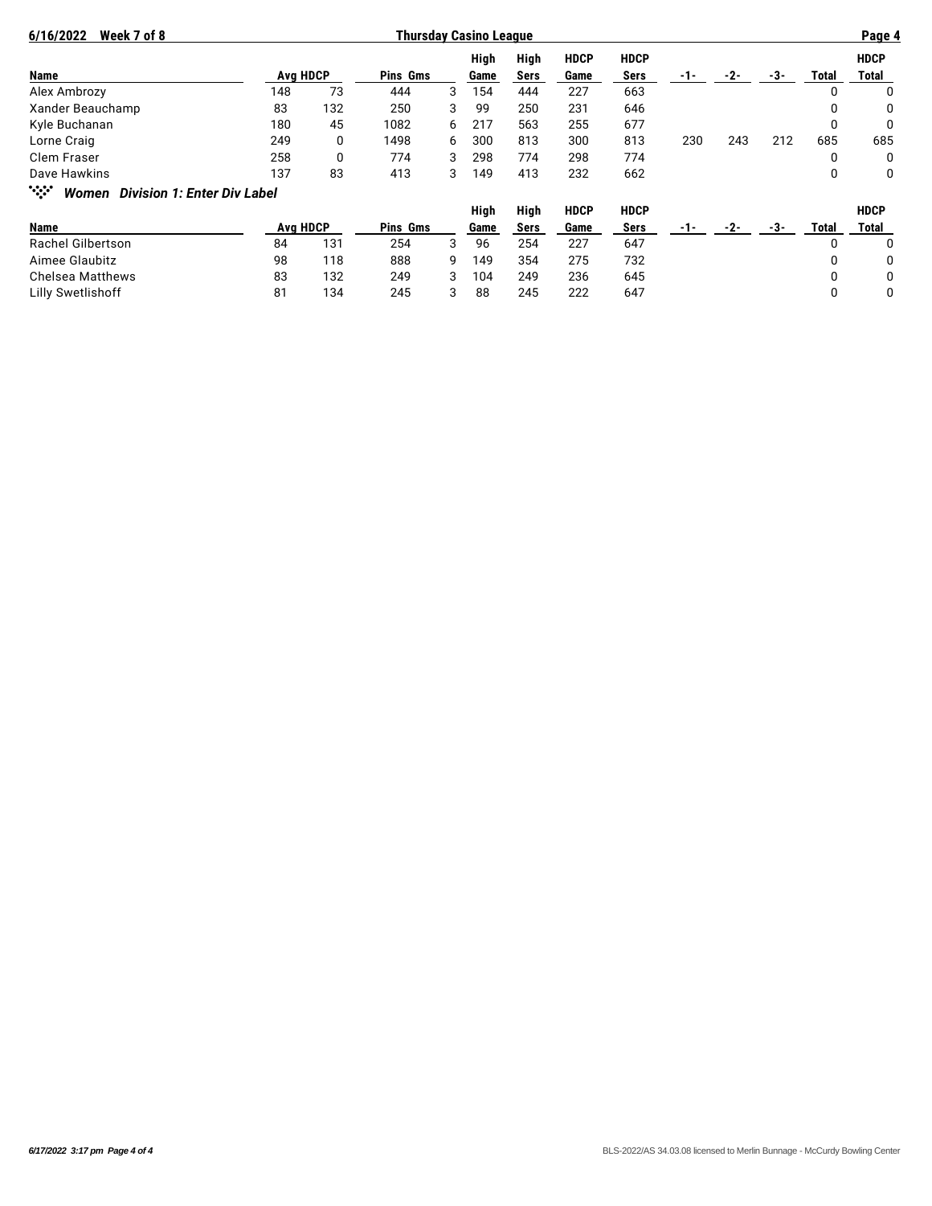| Name | Avg | HDCP | Pins | Gms | High Game | High Sers | HDCP Game | HDCP Sers | -1- | -2- | -3- | Total | HDCP Total |
|---|---|---|---|---|---|---|---|---|---|---|---|---|---|
| Alex Ambrozy | 148 | 73 | 444 | 3 | 154 | 444 | 227 | 663 | | | | 0 | 0 |
| Xander Beauchamp | 83 | 132 | 250 | 3 | 99 | 250 | 231 | 646 | | | | 0 | 0 |
| Kyle Buchanan | 180 | 45 | 1082 | 6 | 217 | 563 | 255 | 677 | | | | 0 | 0 |
| Lorne Craig | 249 | 0 | 1498 | 6 | 300 | 813 | 300 | 813 | 230 | 243 | 212 | 685 | 685 |
| Clem Fraser | 258 | 0 | 774 | 3 | 298 | 774 | 298 | 774 | | | | 0 | 0 |
| Dave Hawkins | 137 | 83 | 413 | 3 | 149 | 413 | 232 | 662 | | | | 0 | 0 |

### *Women Division 1: Enter Div Label*

| Name | Avg | HDCP | Pins | Gms | High Game | High Sers | HDCP Game | HDCP Sers | -1- | -2- | -3- | Total | HDCP Total |
|---|---|---|---|---|---|---|---|---|---|---|---|---|---|
| Rachel Gilbertson | 84 | 131 | 254 | 3 | 96 | 254 | 227 | 647 | | | | 0 | 0 |
| Aimee Glaubitz | 98 | 118 | 888 | 9 | 149 | 354 | 275 | 732 | | | | 0 | 0 |
| Chelsea Matthews | 83 | 132 | 249 | 3 | 104 | 249 | 236 | 645 | | | | 0 | 0 |
| Lilly Swetlishoff | 81 | 134 | 245 | 3 | 88 | 245 | 222 | 647 | | | | 0 | 0 |